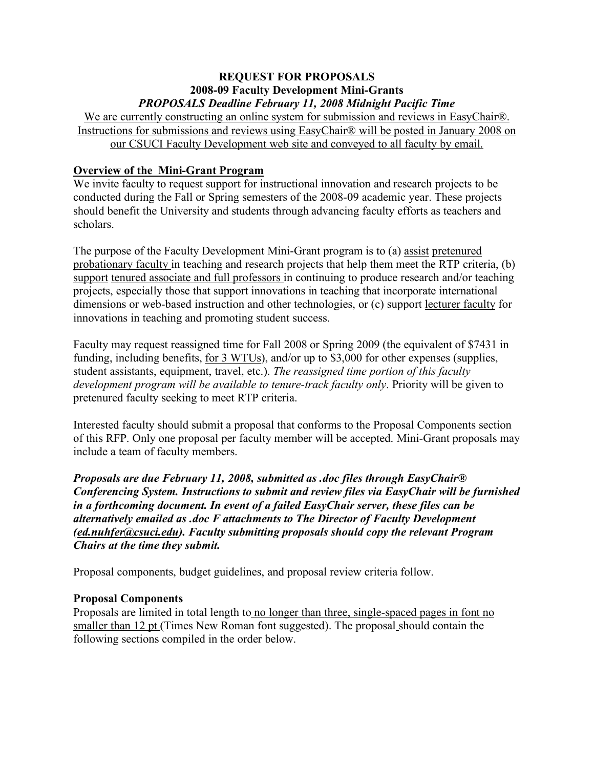**REQUEST FOR PROPOSALS**
**2008-09 Faculty Development Mini-Grants**
***PROPOSALS Deadline February 11, 2008 Midnight Pacific Time***

We are currently constructing an online system for submission and reviews in EasyChair®. Instructions for submissions and reviews using EasyChair® will be posted in January 2008 on our CSUCI Faculty Development web site and conveyed to all faculty by email.

## Overview of the Mini-Grant Program

We invite faculty to request support for instructional innovation and research projects to be conducted during the Fall or Spring semesters of the 2008-09 academic year. These projects should benefit the University and students through advancing faculty efforts as teachers and scholars.

The purpose of the Faculty Development Mini-Grant program is to (a) assist pretenured probationary faculty in teaching and research projects that help them meet the RTP criteria, (b) support tenured associate and full professors in continuing to produce research and/or teaching projects, especially those that support innovations in teaching that incorporate international dimensions or web-based instruction and other technologies, or (c) support lecturer faculty for innovations in teaching and promoting student success.

Faculty may request reassigned time for Fall 2008 or Spring 2009 (the equivalent of $7431 in funding, including benefits, for 3 WTUs), and/or up to $3,000 for other expenses (supplies, student assistants, equipment, travel, etc.). *The reassigned time portion of this faculty development program will be available to tenure-track faculty only*. Priority will be given to pretenured faculty seeking to meet RTP criteria.

Interested faculty should submit a proposal that conforms to the Proposal Components section of this RFP. Only one proposal per faculty member will be accepted. Mini-Grant proposals may include a team of faculty members.

***Proposals are due February 11, 2008, submitted as .doc files through EasyChair® Conferencing System. Instructions to submit and review files via EasyChair will be furnished in a forthcoming document. In event of a failed EasyChair server, these files can be alternatively emailed as .doc F attachments to The Director of Faculty Development (ed.nuhfer@csuci.edu). Faculty submitting proposals should copy the relevant Program Chairs at the time they submit.***

Proposal components, budget guidelines, and proposal review criteria follow.

## Proposal Components

Proposals are limited in total length to no longer than three, single-spaced pages in font no smaller than 12 pt (Times New Roman font suggested). The proposal should contain the following sections compiled in the order below.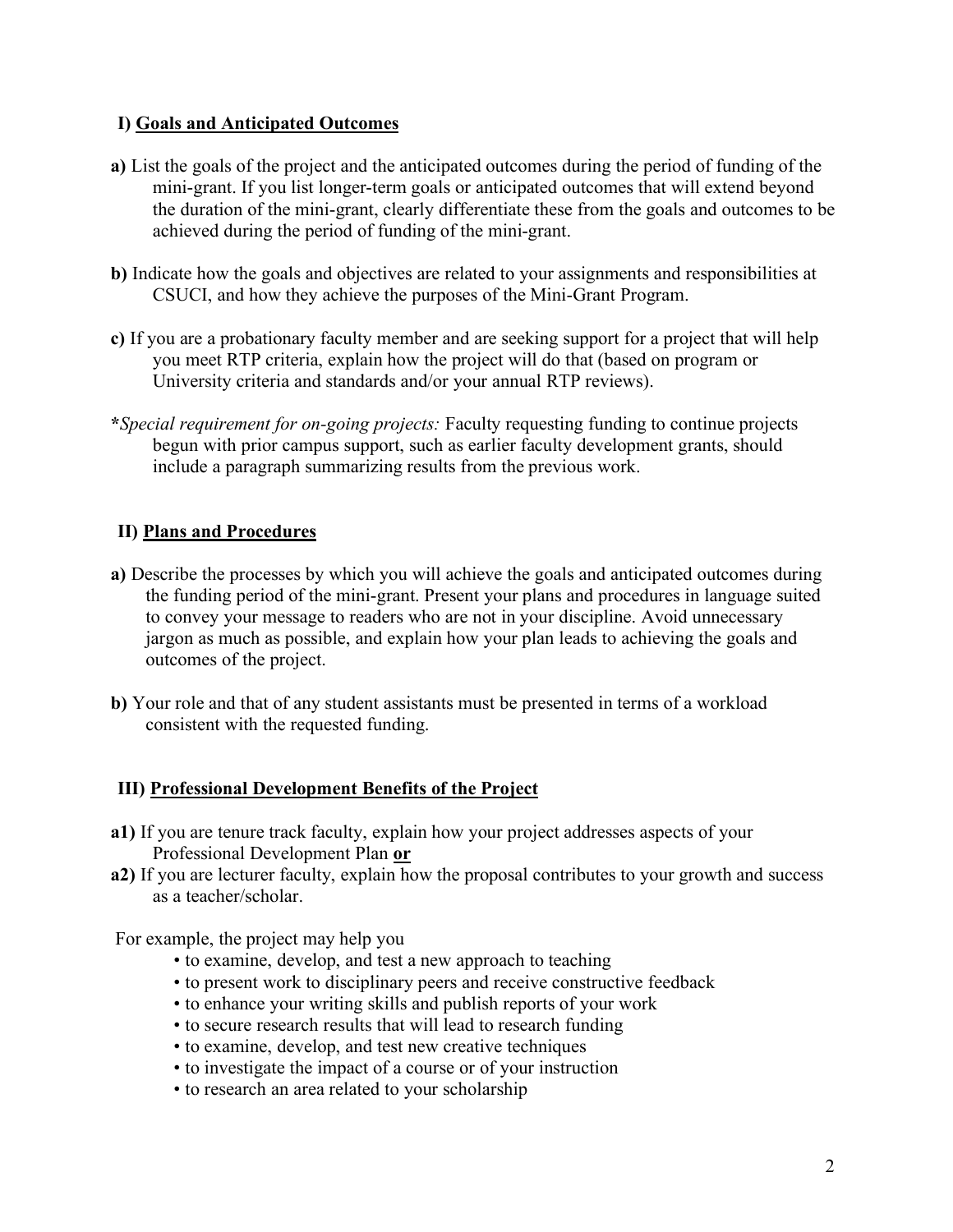## I) Goals and Anticipated Outcomes

**a)** List the goals of the project and the anticipated outcomes during the period of funding of the mini-grant. If you list longer-term goals or anticipated outcomes that will extend beyond the duration of the mini-grant, clearly differentiate these from the goals and outcomes to be achieved during the period of funding of the mini-grant.

**b)** Indicate how the goals and objectives are related to your assignments and responsibilities at CSUCI, and how they achieve the purposes of the Mini-Grant Program.

**c)** If you are a probationary faculty member and are seeking support for a project that will help you meet RTP criteria, explain how the project will do that (based on program or University criteria and standards and/or your annual RTP reviews).

***Special requirement for on-going projects:*** Faculty requesting funding to continue projects begun with prior campus support, such as earlier faculty development grants, should include a paragraph summarizing results from the previous work.

## II) Plans and Procedures

**a)** Describe the processes by which you will achieve the goals and anticipated outcomes during the funding period of the mini-grant. Present your plans and procedures in language suited to convey your message to readers who are not in your discipline. Avoid unnecessary jargon as much as possible, and explain how your plan leads to achieving the goals and outcomes of the project.

**b)** Your role and that of any student assistants must be presented in terms of a workload consistent with the requested funding.

## III) Professional Development Benefits of the Project

**a1)** If you are tenure track faculty, explain how your project addresses aspects of your Professional Development Plan **or**

**a2)** If you are lecturer faculty, explain how the proposal contributes to your growth and success as a teacher/scholar.

For example, the project may help you

- to examine, develop, and test a new approach to teaching
- to present work to disciplinary peers and receive constructive feedback
- to enhance your writing skills and publish reports of your work
- to secure research results that will lead to research funding
- to examine, develop, and test new creative techniques
- to investigate the impact of a course or of your instruction
- to research an area related to your scholarship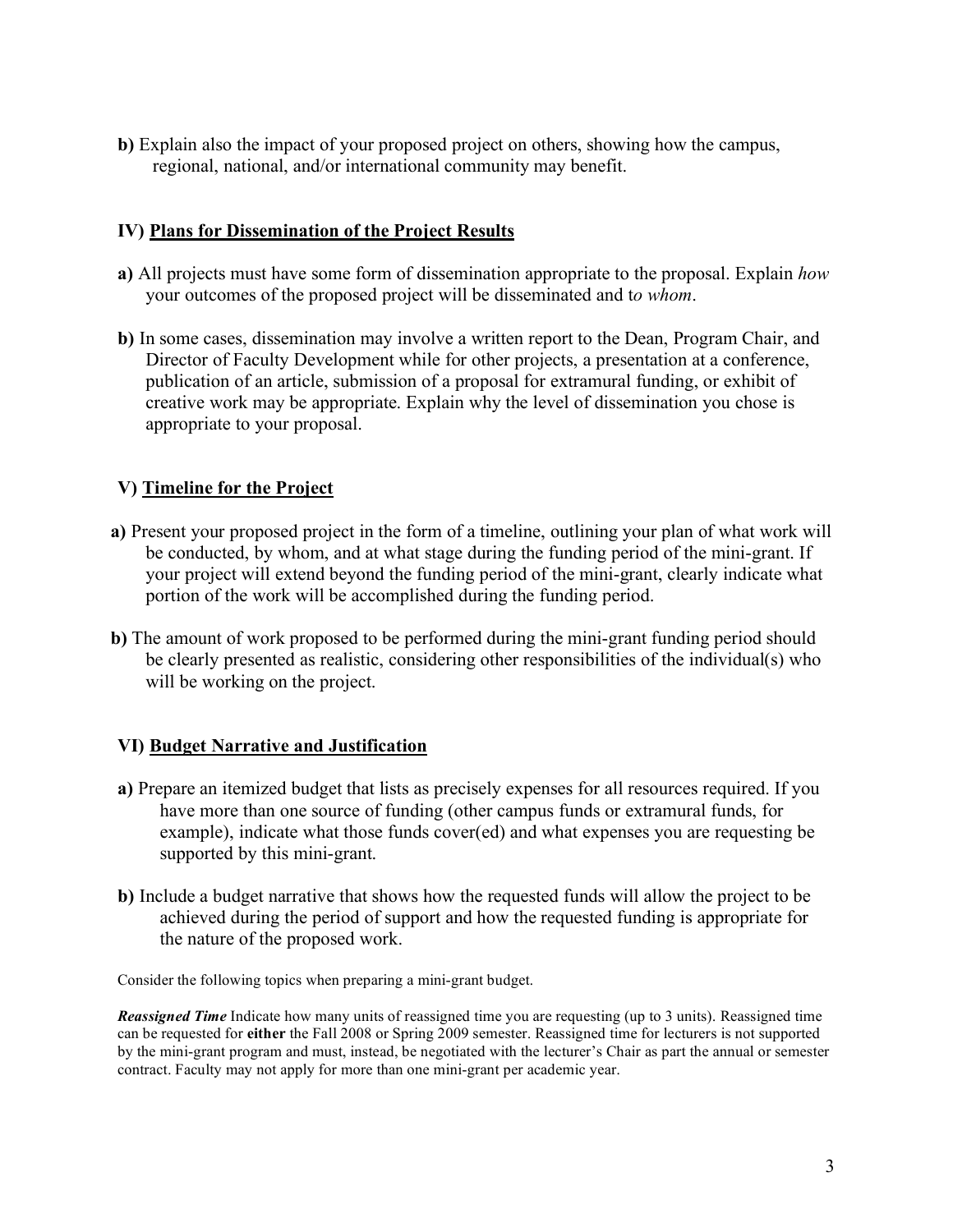**b)** Explain also the impact of your proposed project on others, showing how the campus, regional, national, and/or international community may benefit.

## IV) Plans for Dissemination of the Project Results

**a)** All projects must have some form of dissemination appropriate to the proposal. Explain *how* your outcomes of the proposed project will be disseminated and t*o whom*.

**b)** In some cases, dissemination may involve a written report to the Dean, Program Chair, and Director of Faculty Development while for other projects, a presentation at a conference, publication of an article, submission of a proposal for extramural funding, or exhibit of creative work may be appropriate. Explain why the level of dissemination you chose is appropriate to your proposal.

## V) Timeline for the Project

**a)** Present your proposed project in the form of a timeline, outlining your plan of what work will be conducted, by whom, and at what stage during the funding period of the mini-grant. If your project will extend beyond the funding period of the mini-grant, clearly indicate what portion of the work will be accomplished during the funding period.

**b)** The amount of work proposed to be performed during the mini-grant funding period should be clearly presented as realistic, considering other responsibilities of the individual(s) who will be working on the project.

## VI) Budget Narrative and Justification

**a)** Prepare an itemized budget that lists as precisely expenses for all resources required. If you have more than one source of funding (other campus funds or extramural funds, for example), indicate what those funds cover(ed) and what expenses you are requesting be supported by this mini-grant.

**b)** Include a budget narrative that shows how the requested funds will allow the project to be achieved during the period of support and how the requested funding is appropriate for the nature of the proposed work.

Consider the following topics when preparing a mini-grant budget.

***Reassigned Time*** Indicate how many units of reassigned time you are requesting (up to 3 units). Reassigned time can be requested for **either** the Fall 2008 or Spring 2009 semester. Reassigned time for lecturers is not supported by the mini-grant program and must, instead, be negotiated with the lecturer's Chair as part the annual or semester contract. Faculty may not apply for more than one mini-grant per academic year.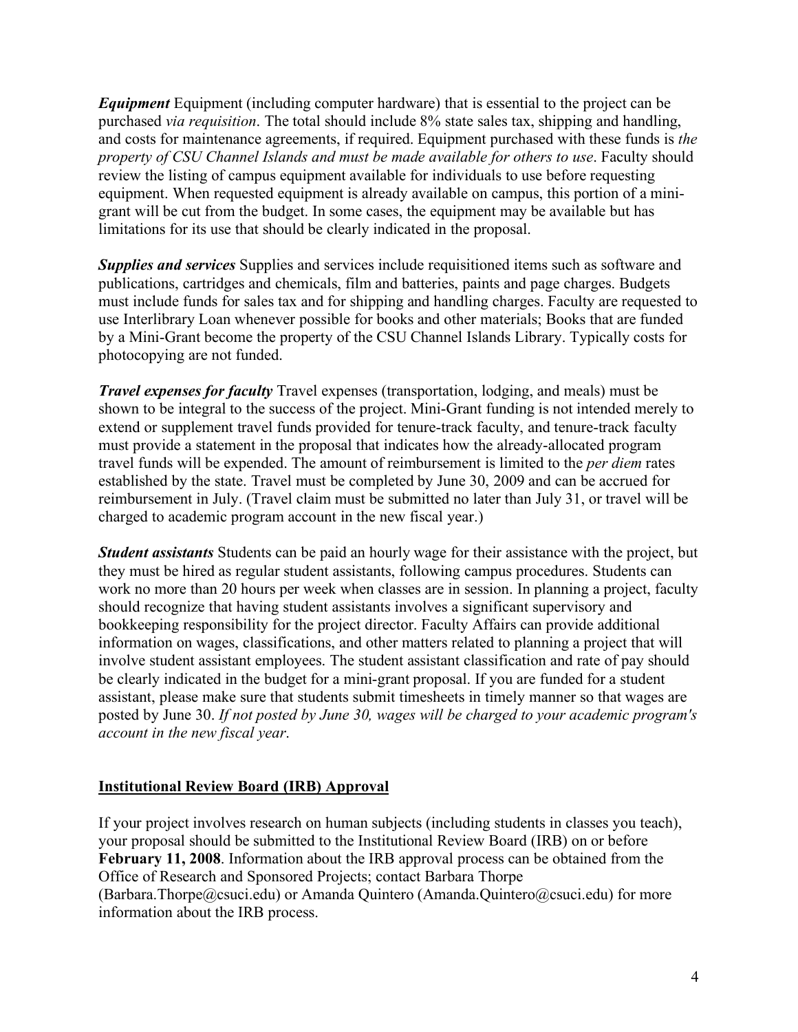***Equipment*** Equipment (including computer hardware) that is essential to the project can be purchased *via requisition*. The total should include 8% state sales tax, shipping and handling, and costs for maintenance agreements, if required. Equipment purchased with these funds is *the property of CSU Channel Islands and must be made available for others to use*. Faculty should review the listing of campus equipment available for individuals to use before requesting equipment. When requested equipment is already available on campus, this portion of a mini-grant will be cut from the budget. In some cases, the equipment may be available but has limitations for its use that should be clearly indicated in the proposal.

***Supplies and services*** Supplies and services include requisitioned items such as software and publications, cartridges and chemicals, film and batteries, paints and page charges. Budgets must include funds for sales tax and for shipping and handling charges. Faculty are requested to use Interlibrary Loan whenever possible for books and other materials; Books that are funded by a Mini-Grant become the property of the CSU Channel Islands Library. Typically costs for photocopying are not funded.

***Travel expenses for faculty*** Travel expenses (transportation, lodging, and meals) must be shown to be integral to the success of the project. Mini-Grant funding is not intended merely to extend or supplement travel funds provided for tenure-track faculty, and tenure-track faculty must provide a statement in the proposal that indicates how the already-allocated program travel funds will be expended. The amount of reimbursement is limited to the *per diem* rates established by the state. Travel must be completed by June 30, 2009 and can be accrued for reimbursement in July. (Travel claim must be submitted no later than July 31, or travel will be charged to academic program account in the new fiscal year.)

***Student assistants*** Students can be paid an hourly wage for their assistance with the project, but they must be hired as regular student assistants, following campus procedures. Students can work no more than 20 hours per week when classes are in session. In planning a project, faculty should recognize that having student assistants involves a significant supervisory and bookkeeping responsibility for the project director. Faculty Affairs can provide additional information on wages, classifications, and other matters related to planning a project that will involve student assistant employees. The student assistant classification and rate of pay should be clearly indicated in the budget for a mini-grant proposal. If you are funded for a student assistant, please make sure that students submit timesheets in timely manner so that wages are posted by June 30. *If not posted by June 30, wages will be charged to your academic program's account in the new fiscal year*.

## Institutional Review Board (IRB) Approval

If your project involves research on human subjects (including students in classes you teach), your proposal should be submitted to the Institutional Review Board (IRB) on or before **February 11, 2008**. Information about the IRB approval process can be obtained from the Office of Research and Sponsored Projects; contact Barbara Thorpe (Barbara.Thorpe@csuci.edu) or Amanda Quintero (Amanda.Quintero@csuci.edu) for more information about the IRB process.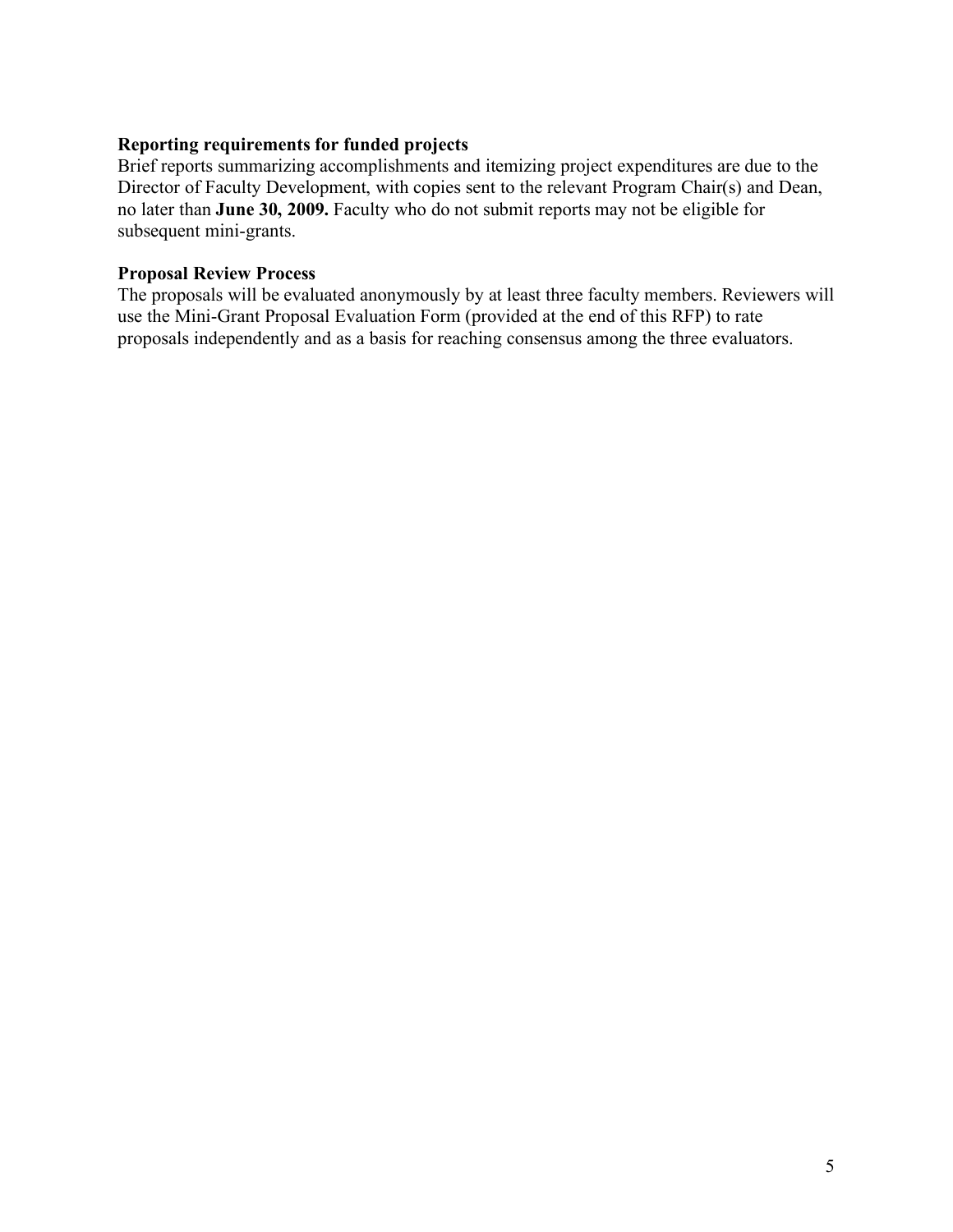**Reporting requirements for funded projects**

Brief reports summarizing accomplishments and itemizing project expenditures are due to the Director of Faculty Development, with copies sent to the relevant Program Chair(s) and Dean, no later than **June 30, 2009.** Faculty who do not submit reports may not be eligible for subsequent mini-grants.

**Proposal Review Process**

The proposals will be evaluated anonymously by at least three faculty members. Reviewers will use the Mini-Grant Proposal Evaluation Form (provided at the end of this RFP) to rate proposals independently and as a basis for reaching consensus among the three evaluators.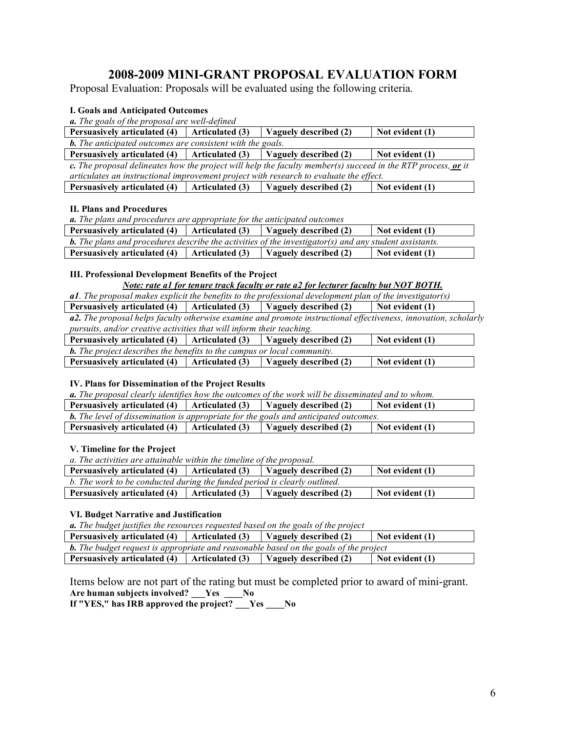# 2008-2009 MINI-GRANT PROPOSAL EVALUATION FORM

Proposal Evaluation: Proposals will be evaluated using the following criteria.

### I. Goals and Anticipated Outcomes

***a.*** *The goals of the proposal are well-defined*

| Persuasively articulated (4) | Articulated (3) | Vaguely described (2) | Not evident (1) |
|---|---|---|---|

***b.*** *The anticipated outcomes are consistent with the goals.*

| Persuasively articulated (4) | Articulated (3) | Vaguely described (2) | Not evident (1) |
|---|---|---|---|

***c.*** *The proposal delineates how the project will help the faculty member(s) succeed in the RTP process,* ***or*** *it articulates an instructional improvement project with research to evaluate the effect.*

| Persuasively articulated (4) | Articulated (3) | Vaguely described (2) | Not evident (1) |
|---|---|---|---|

### II. Plans and Procedures

***a.*** *The plans and procedures are appropriate for the anticipated outcomes*

| Persuasively articulated (4) | Articulated (3) | Vaguely described (2) | Not evident (1) |
|---|---|---|---|

***b.*** *The plans and procedures describe the activities of the investigator(s) and any student assistants.*

| Persuasively articulated (4) | Articulated (3) | Vaguely described (2) | Not evident (1) |
|---|---|---|---|

### III. Professional Development Benefits of the Project

***Note: rate a1 for tenure track faculty or rate a2 for lecturer faculty but NOT BOTH.***

***a1***. *The proposal makes explicit the benefits to the professional development plan of the investigator(s)*

| Persuasively articulated (4) | Articulated (3) | Vaguely described (2) | Not evident (1) |
|---|---|---|---|

***a2.*** *The proposal helps faculty otherwise examine and promote instructional effectiveness, innovation, scholarly pursuits, and/or creative activities that will inform their teaching.*

| Persuasively articulated (4) | Articulated (3) | Vaguely described (2) | Not evident (1) |
|---|---|---|---|

***b.*** *The project describes the benefits to the campus or local community.*

| Persuasively articulated (4) | Articulated (3) | Vaguely described (2) | Not evident (1) |
|---|---|---|---|

### IV. Plans for Dissemination of the Project Results

***a.*** *The proposal clearly identifies how the outcomes of the work will be disseminated and to whom.*

| Persuasively articulated (4) | Articulated (3) | Vaguely described (2) | Not evident (1) |
|---|---|---|---|

***b.*** *The level of dissemination is appropriate for the goals and anticipated outcomes.*

| Persuasively articulated (4) | Articulated (3) | Vaguely described (2) | Not evident (1) |
|---|---|---|---|

### V. Timeline for the Project

*a. The activities are attainable within the timeline of the proposal.*

| Persuasively articulated (4) | Articulated (3) | Vaguely described (2) | Not evident (1) |
|---|---|---|---|

*b. The work to be conducted during the funded period is clearly outlined.*

| Persuasively articulated (4) | Articulated (3) | Vaguely described (2) | Not evident (1) |
|---|---|---|---|

### VI. Budget Narrative and Justification

***a.*** *The budget justifies the resources requested based on the goals of the project*

| Persuasively articulated (4) | Articulated (3) | Vaguely described (2) | Not evident (1) |
|---|---|---|---|

***b.*** *The budget request is appropriate and reasonable based on the goals of the project*

| Persuasively articulated (4) | Articulated (3) | Vaguely described (2) | Not evident (1) |
|---|---|---|---|

Items below are not part of the rating but must be completed prior to award of mini-grant.

**Are human subjects involved? ___Yes ____No**

**If "YES," has IRB approved the project? ___Yes ____No**